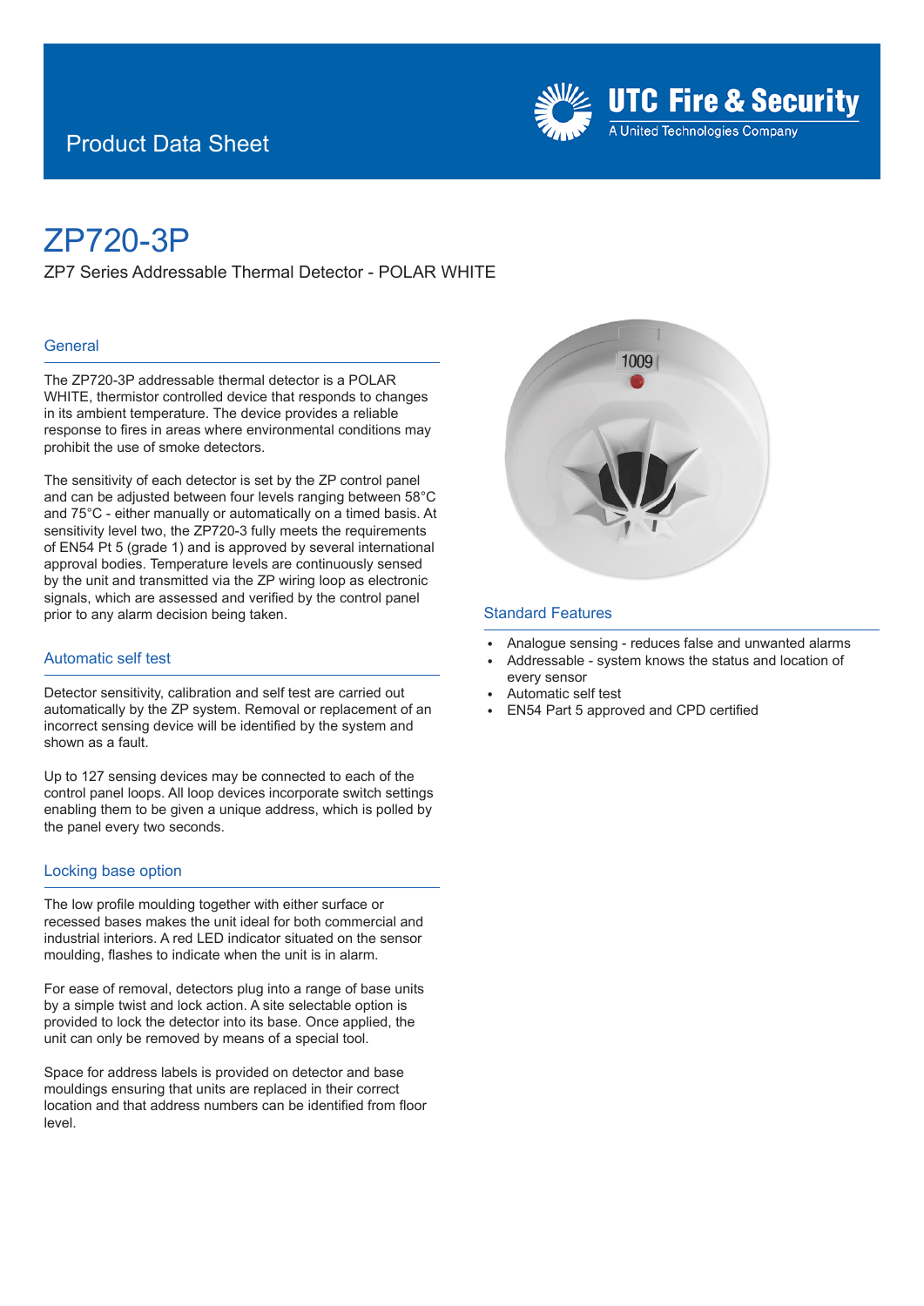Product Data Sheet

UTC Fire & Security
A United Technologies Company

# ZP720-3P

ZP7 Series Addressable Thermal Detector - POLAR WHITE

## General

The ZP720-3P addressable thermal detector is a POLAR WHITE, thermistor controlled device that responds to changes in its ambient temperature. The device provides a reliable response to fires in areas where environmental conditions may prohibit the use of smoke detectors.

The sensitivity of each detector is set by the ZP control panel and can be adjusted between four levels ranging between 58°C and 75°C - either manually or automatically on a timed basis. At sensitivity level two, the ZP720-3 fully meets the requirements of EN54 Pt 5 (grade 1) and is approved by several international approval bodies. Temperature levels are continuously sensed by the unit and transmitted via the ZP wiring loop as electronic signals, which are assessed and verified by the control panel prior to any alarm decision being taken.

## Automatic self test

Detector sensitivity, calibration and self test are carried out automatically by the ZP system. Removal or replacement of an incorrect sensing device will be identified by the system and shown as a fault.

Up to 127 sensing devices may be connected to each of the control panel loops. All loop devices incorporate switch settings enabling them to be given a unique address, which is polled by the panel every two seconds.

## Locking base option

The low profile moulding together with either surface or recessed bases makes the unit ideal for both commercial and industrial interiors. A red LED indicator situated on the sensor moulding, flashes to indicate when the unit is in alarm.

For ease of removal, detectors plug into a range of base units by a simple twist and lock action. A site selectable option is provided to lock the detector into its base. Once applied, the unit can only be removed by means of a special tool.

Space for address labels is provided on detector and base mouldings ensuring that units are replaced in their correct location and that address numbers can be identified from floor level.

## Standard Features

- Analogue sensing - reduces false and unwanted alarms
- Addressable - system knows the status and location of every sensor
- Automatic self test
- EN54 Part 5 approved and CPD certified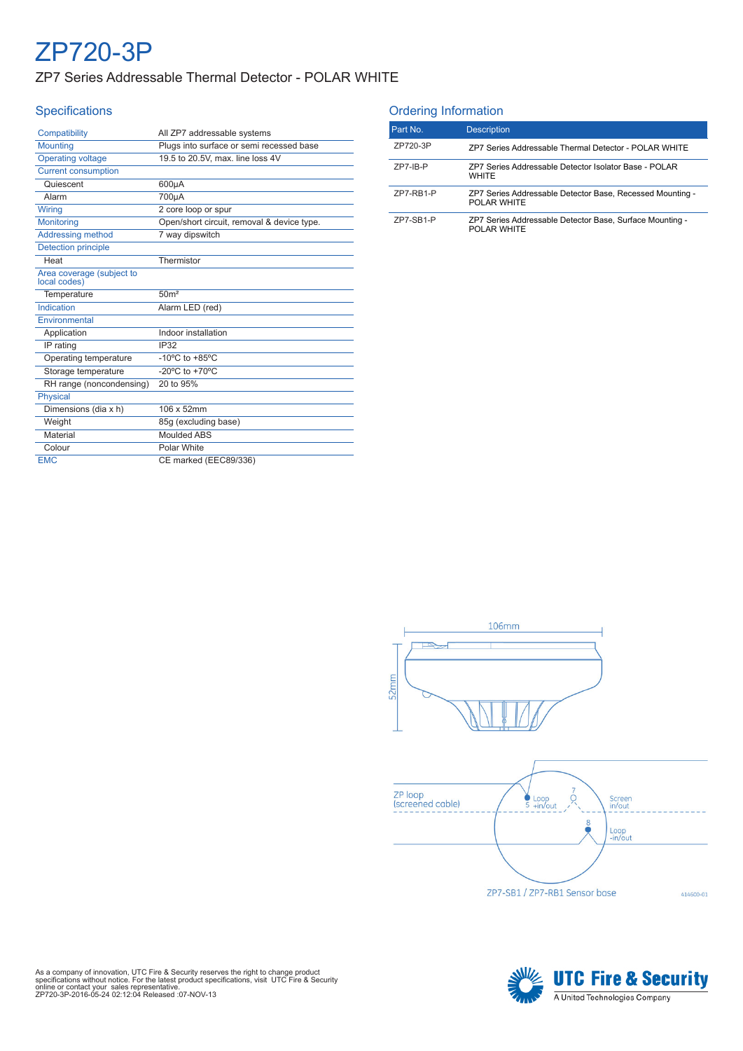# ZP720-3P

ZP7 Series Addressable Thermal Detector - POLAR WHITE

## Specifications

| | |
|---|---|
| Compatibility | All ZP7 addressable systems |
| Mounting | Plugs into surface or semi recessed base |
| Operating voltage | 19.5 to 20.5V, max. line loss 4V |
| Current consumption | |
| Quiescent | 600µA |
| Alarm | 700µA |
| Wiring | 2 core loop or spur |
| Monitoring | Open/short circuit, removal & device type. |
| Addressing method | 7 way dipswitch |
| Detection principle | |
| Heat | Thermistor |
| Area coverage (subject to local codes) | |
| Temperature | 50m² |
| Indication | Alarm LED (red) |
| Environmental | |
| Application | Indoor installation |
| IP rating | IP32 |
| Operating temperature | -10ºC to +85ºC |
| Storage temperature | -20ºC to +70ºC |
| RH range (noncondensing) | 20 to 95% |
| Physical | |
| Dimensions (dia x h) | 106 x 52mm |
| Weight | 85g (excluding base) |
| Material | Moulded ABS |
| Colour | Polar White |
| EMC | CE marked (EEC89/336) |

## Ordering Information

| Part No. | Description |
|---|---|
| ZP720-3P | ZP7 Series Addressable Thermal Detector - POLAR WHITE |
| ZP7-IB-P | ZP7 Series Addressable Detector Isolator Base - POLAR WHITE |
| ZP7-RB1-P | ZP7 Series Addressable Detector Base, Recessed Mounting - POLAR WHITE |
| ZP7-SB1-P | ZP7 Series Addressable Detector Base, Surface Mounting - POLAR WHITE |

106mm

52mm

ZP loop (screened cable)

Loop 5 +in/out

7

Screen in/out

8

Loop -in/out

ZP7-SB1 / ZP7-RB1 Sensor base

414600-01

As a company of innovation, UTC Fire & Security reserves the right to change product specifications without notice. For the latest product specifications, visit UTC Fire & Security online or contact your sales representative.
ZP720-3P-2016-05-24 02:12:04 Released :07-NOV-13

UTC Fire & Security
A United Technologies Company